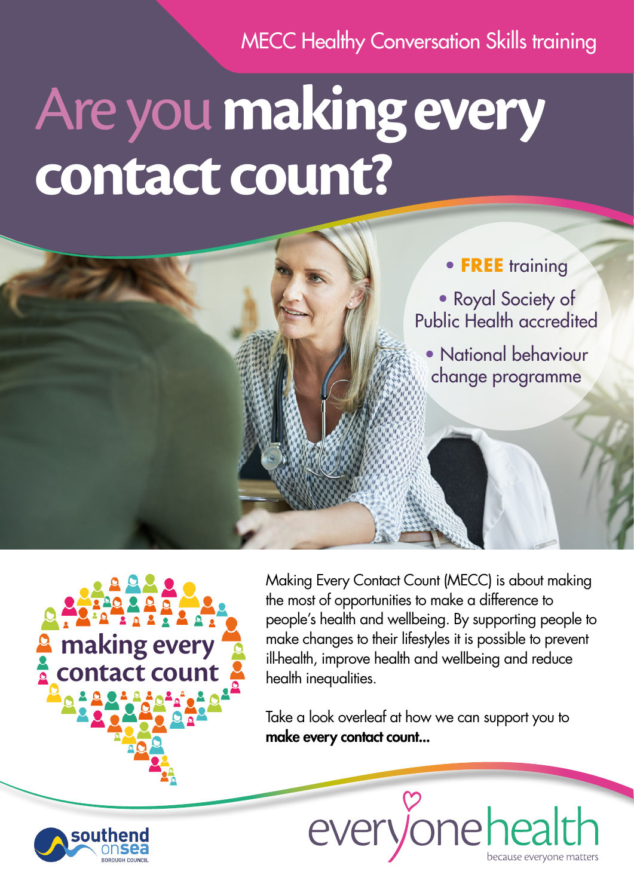MECC Healthy Conversation Skills training

# Are you **making every contact count?**

- **FREE** training
- Royal Society of Public Health accredited
- National behaviour change programme

making every contact count

Making Every Contact Count (MECC) is about making the most of opportunities to make a difference to people's health and wellbeing. By supporting people to make changes to their lifestyles it is possible to prevent ill-health, improve health and wellbeing and reduce health inequalities.

Take a look overleaf at how we can support you to **make every contact count...**

southend onsea BOROUGH COUNCIL

everyonehealth
because everyone matters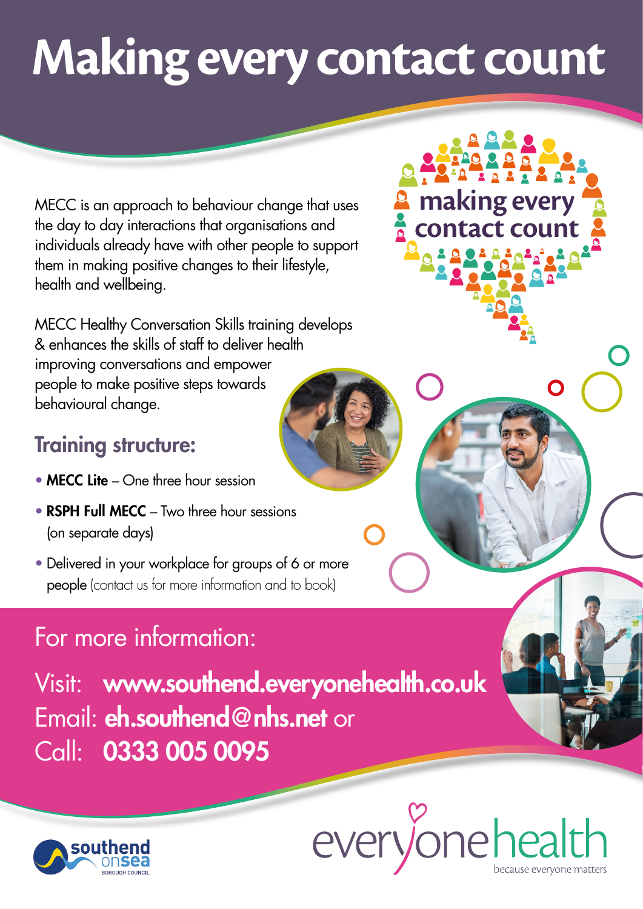# Making every contact count

MECC is an approach to behaviour change that uses the day to day interactions that organisations and individuals already have with other people to support them in making positive changes to their lifestyle, health and wellbeing.

MECC Healthy Conversation Skills training develops & enhances the skills of staff to deliver health improving conversations and empower people to make positive steps towards behavioural change.

making every contact count

## Training structure:

- **MECC Lite** – One three hour session
- **RSPH Full MECC** – Two three hour sessions (on separate days)
- Delivered in your workplace for groups of 6 or more people (contact us for more information and to book)

## For more information:

Visit: **www.southend.everyonehealth.co.uk**
Email: **eh.southend@nhs.net** or
Call: **0333 005 0095**

southend onsea BOROUGH COUNCIL

everyonehealth because everyone matters